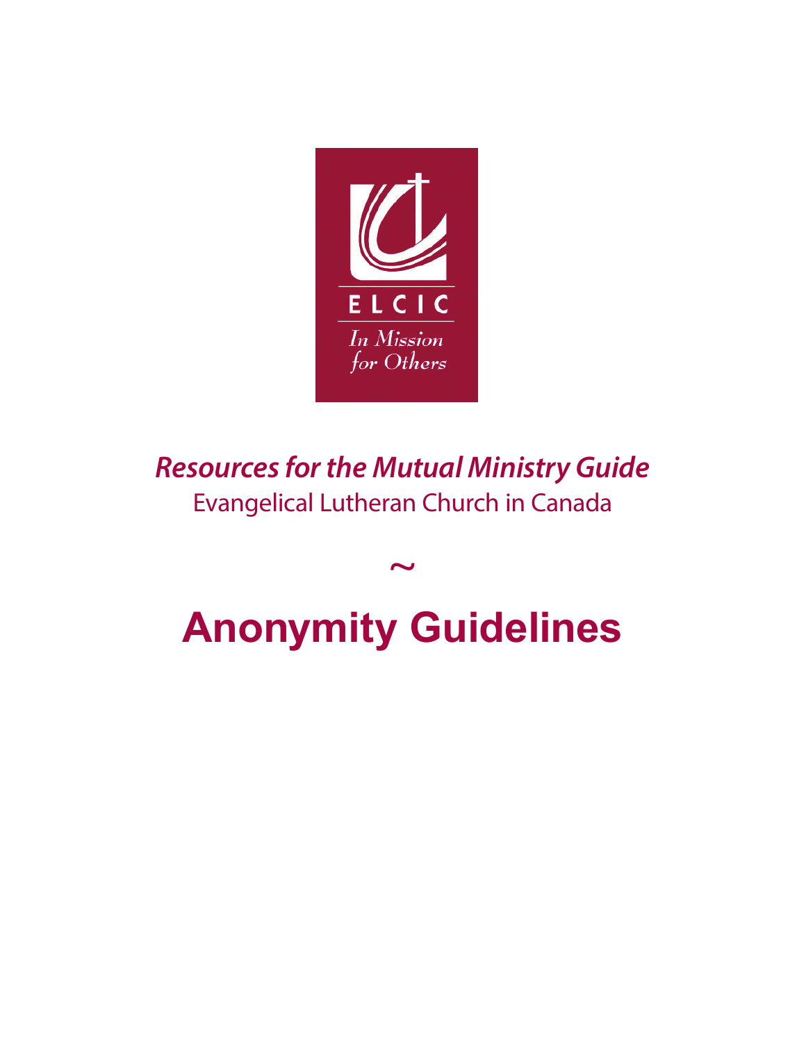ELCIC

*In Mission for Others*

***Resources for the Mutual Ministry Guide***

Evangelical Lutheran Church in Canada

~

# Anonymity Guidelines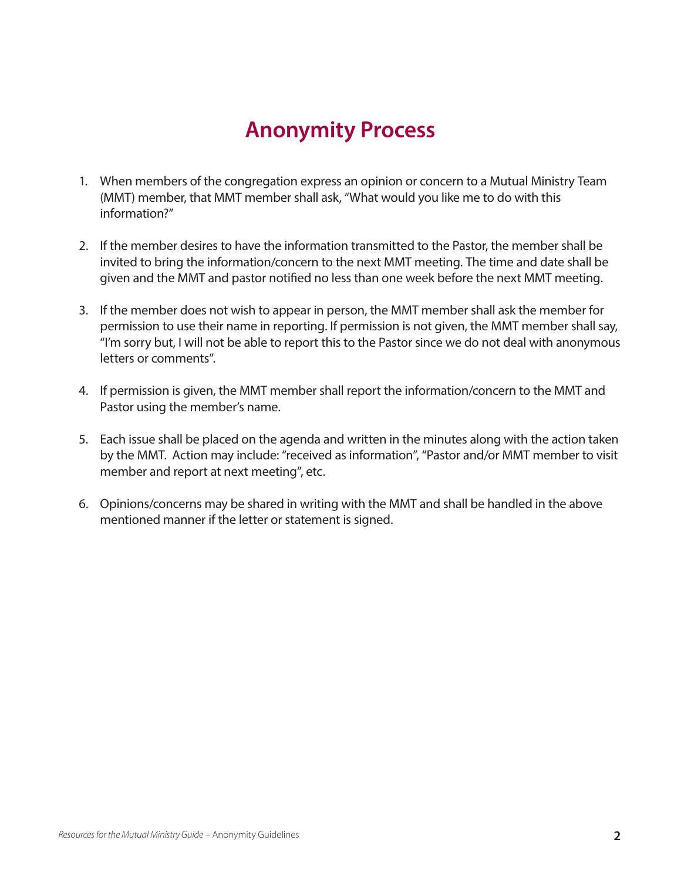# Anonymity Process

1. When members of the congregation express an opinion or concern to a Mutual Ministry Team (MMT) member, that MMT member shall ask, "What would you like me to do with this information?"

2. If the member desires to have the information transmitted to the Pastor, the member shall be invited to bring the information/concern to the next MMT meeting. The time and date shall be given and the MMT and pastor notified no less than one week before the next MMT meeting.

3. If the member does not wish to appear in person, the MMT member shall ask the member for permission to use their name in reporting. If permission is not given, the MMT member shall say, "I'm sorry but, I will not be able to report this to the Pastor since we do not deal with anonymous letters or comments".

4. If permission is given, the MMT member shall report the information/concern to the MMT and Pastor using the member's name.

5. Each issue shall be placed on the agenda and written in the minutes along with the action taken by the MMT. Action may include: "received as information", "Pastor and/or MMT member to visit member and report at next meeting", etc.

6. Opinions/concerns may be shared in writing with the MMT and shall be handled in the above mentioned manner if the letter or statement is signed.